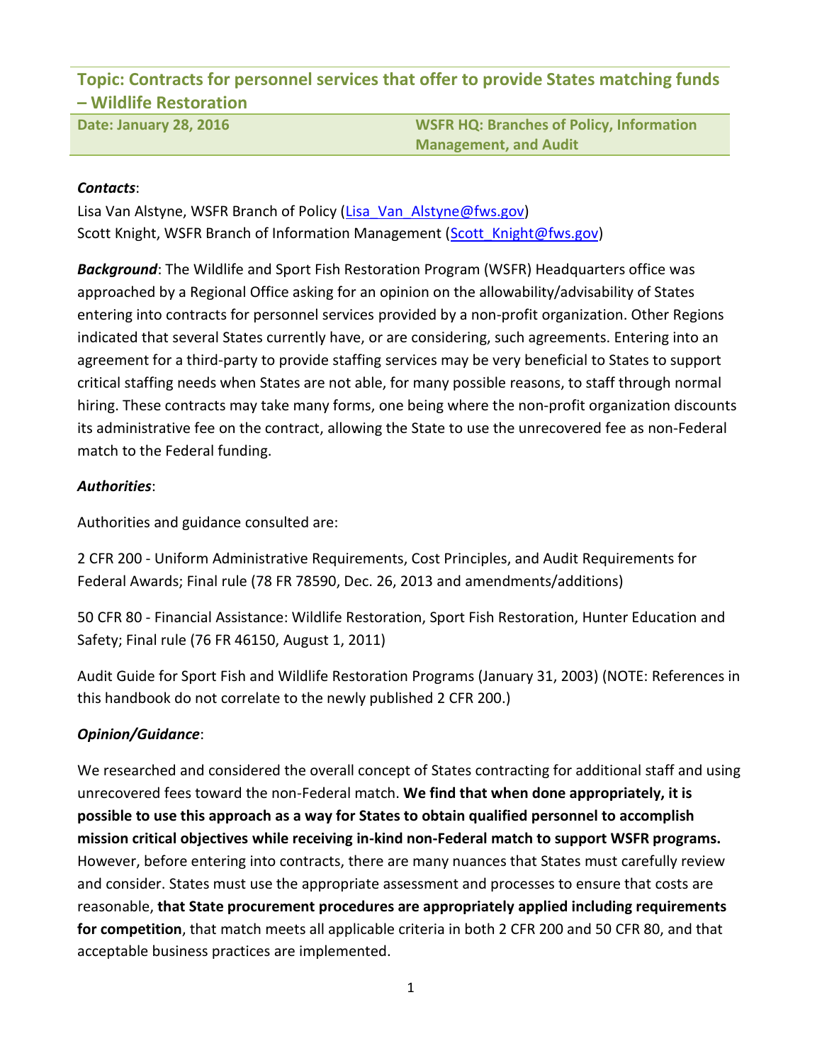# Topic: Contracts for personnel services that offer to provide States matching funds – Wildlife Restoration

| Date: January 28, 2016 | WSFR HQ: Branches of Policy, Information Management, and Audit |
|---|---|

***Contacts***:

Lisa Van Alstyne, WSFR Branch of Policy (Lisa_Van_Alstyne@fws.gov)
Scott Knight, WSFR Branch of Information Management (Scott_Knight@fws.gov)

***Background***: The Wildlife and Sport Fish Restoration Program (WSFR) Headquarters office was approached by a Regional Office asking for an opinion on the allowability/advisability of States entering into contracts for personnel services provided by a non-profit organization. Other Regions indicated that several States currently have, or are considering, such agreements. Entering into an agreement for a third-party to provide staffing services may be very beneficial to States to support critical staffing needs when States are not able, for many possible reasons, to staff through normal hiring. These contracts may take many forms, one being where the non-profit organization discounts its administrative fee on the contract, allowing the State to use the unrecovered fee as non-Federal match to the Federal funding.

***Authorities***:

Authorities and guidance consulted are:

2 CFR 200 - Uniform Administrative Requirements, Cost Principles, and Audit Requirements for Federal Awards; Final rule (78 FR 78590, Dec. 26, 2013 and amendments/additions)

50 CFR 80 - Financial Assistance: Wildlife Restoration, Sport Fish Restoration, Hunter Education and Safety; Final rule (76 FR 46150, August 1, 2011)

Audit Guide for Sport Fish and Wildlife Restoration Programs (January 31, 2003) (NOTE: References in this handbook do not correlate to the newly published 2 CFR 200.)

***Opinion/Guidance***:

We researched and considered the overall concept of States contracting for additional staff and using unrecovered fees toward the non-Federal match. **We find that when done appropriately, it is possible to use this approach as a way for States to obtain qualified personnel to accomplish mission critical objectives while receiving in-kind non-Federal match to support WSFR programs.** However, before entering into contracts, there are many nuances that States must carefully review and consider. States must use the appropriate assessment and processes to ensure that costs are reasonable, **that State procurement procedures are appropriately applied including requirements for competition**, that match meets all applicable criteria in both 2 CFR 200 and 50 CFR 80, and that acceptable business practices are implemented.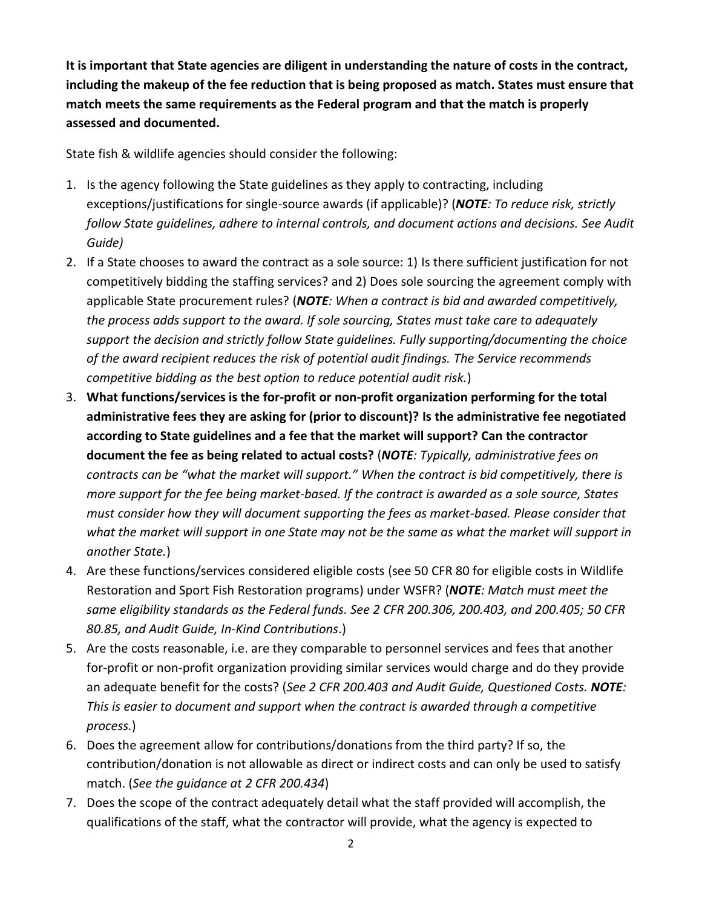**It is important that State agencies are diligent in understanding the nature of costs in the contract, including the makeup of the fee reduction that is being proposed as match. States must ensure that match meets the same requirements as the Federal program and that the match is properly assessed and documented.**

State fish & wildlife agencies should consider the following:

1. Is the agency following the State guidelines as they apply to contracting, including exceptions/justifications for single-source awards (if applicable)? (***NOTE****: To reduce risk, strictly follow State guidelines, adhere to internal controls, and document actions and decisions. See Audit Guide)*
2. If a State chooses to award the contract as a sole source: 1) Is there sufficient justification for not competitively bidding the staffing services? and 2) Does sole sourcing the agreement comply with applicable State procurement rules? (***NOTE****: When a contract is bid and awarded competitively, the process adds support to the award. If sole sourcing, States must take care to adequately support the decision and strictly follow State guidelines. Fully supporting/documenting the choice of the award recipient reduces the risk of potential audit findings. The Service recommends competitive bidding as the best option to reduce potential audit risk.*)
3. **What functions/services is the for-profit or non-profit organization performing for the total administrative fees they are asking for (prior to discount)? Is the administrative fee negotiated according to State guidelines and a fee that the market will support? Can the contractor document the fee as being related to actual costs?** (***NOTE****: Typically, administrative fees on contracts can be "what the market will support." When the contract is bid competitively, there is more support for the fee being market-based. If the contract is awarded as a sole source, States must consider how they will document supporting the fees as market-based. Please consider that what the market will support in one State may not be the same as what the market will support in another State.*)
4. Are these functions/services considered eligible costs (see 50 CFR 80 for eligible costs in Wildlife Restoration and Sport Fish Restoration programs) under WSFR? (***NOTE****: Match must meet the same eligibility standards as the Federal funds. See 2 CFR 200.306, 200.403, and 200.405; 50 CFR 80.85, and Audit Guide, In-Kind Contributions*.)
5. Are the costs reasonable, i.e. are they comparable to personnel services and fees that another for-profit or non-profit organization providing similar services would charge and do they provide an adequate benefit for the costs? (*See 2 CFR 200.403 and Audit Guide, Questioned Costs.* ***NOTE****: This is easier to document and support when the contract is awarded through a competitive process.*)
6. Does the agreement allow for contributions/donations from the third party? If so, the contribution/donation is not allowable as direct or indirect costs and can only be used to satisfy match. (*See the guidance at 2 CFR 200.434*)
7. Does the scope of the contract adequately detail what the staff provided will accomplish, the qualifications of the staff, what the contractor will provide, what the agency is expected to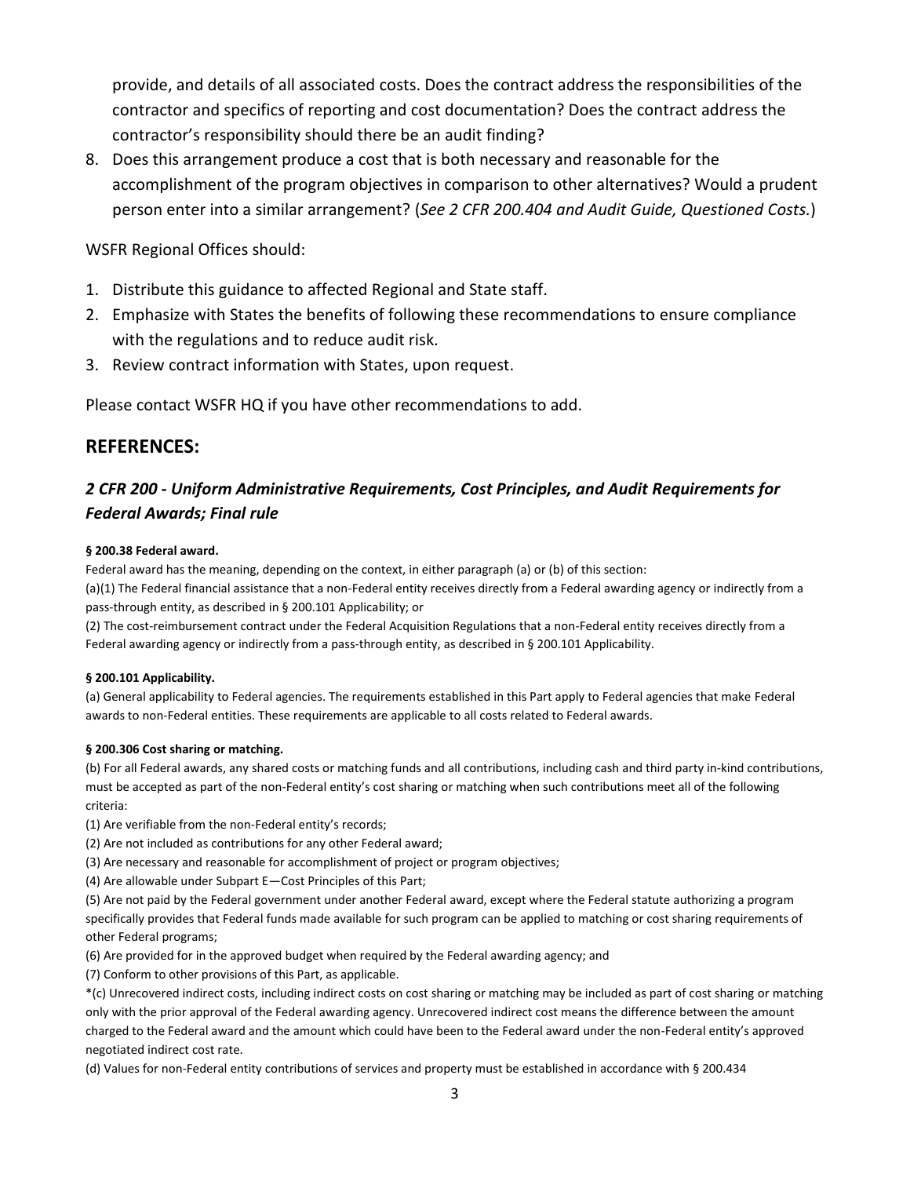provide, and details of all associated costs. Does the contract address the responsibilities of the contractor and specifics of reporting and cost documentation? Does the contract address the contractor's responsibility should there be an audit finding?

8. Does this arrangement produce a cost that is both necessary and reasonable for the accomplishment of the program objectives in comparison to other alternatives? Would a prudent person enter into a similar arrangement? (*See 2 CFR 200.404 and Audit Guide, Questioned Costs.*)

WSFR Regional Offices should:

1. Distribute this guidance to affected Regional and State staff.
2. Emphasize with States the benefits of following these recommendations to ensure compliance with the regulations and to reduce audit risk.
3. Review contract information with States, upon request.

Please contact WSFR HQ if you have other recommendations to add.

## REFERENCES:

### *2 CFR 200 - Uniform Administrative Requirements, Cost Principles, and Audit Requirements for Federal Awards; Final rule*

**§ 200.38 Federal award.**

Federal award has the meaning, depending on the context, in either paragraph (a) or (b) of this section:

(a)(1) The Federal financial assistance that a non-Federal entity receives directly from a Federal awarding agency or indirectly from a pass-through entity, as described in § 200.101 Applicability; or

(2) The cost-reimbursement contract under the Federal Acquisition Regulations that a non-Federal entity receives directly from a Federal awarding agency or indirectly from a pass-through entity, as described in § 200.101 Applicability.

**§ 200.101 Applicability.**

(a) General applicability to Federal agencies. The requirements established in this Part apply to Federal agencies that make Federal awards to non-Federal entities. These requirements are applicable to all costs related to Federal awards.

**§ 200.306 Cost sharing or matching.**

(b) For all Federal awards, any shared costs or matching funds and all contributions, including cash and third party in-kind contributions, must be accepted as part of the non-Federal entity's cost sharing or matching when such contributions meet all of the following criteria:

(1) Are verifiable from the non-Federal entity's records;

(2) Are not included as contributions for any other Federal award;

(3) Are necessary and reasonable for accomplishment of project or program objectives;

(4) Are allowable under Subpart E—Cost Principles of this Part;

(5) Are not paid by the Federal government under another Federal award, except where the Federal statute authorizing a program specifically provides that Federal funds made available for such program can be applied to matching or cost sharing requirements of other Federal programs;

(6) Are provided for in the approved budget when required by the Federal awarding agency; and

(7) Conform to other provisions of this Part, as applicable.

*(c) Unrecovered indirect costs, including indirect costs on cost sharing or matching may be included as part of cost sharing or matching only with the prior approval of the Federal awarding agency. Unrecovered indirect cost means the difference between the amount charged to the Federal award and the amount which could have been to the Federal award under the non-Federal entity's approved negotiated indirect cost rate.

(d) Values for non-Federal entity contributions of services and property must be established in accordance with § 200.434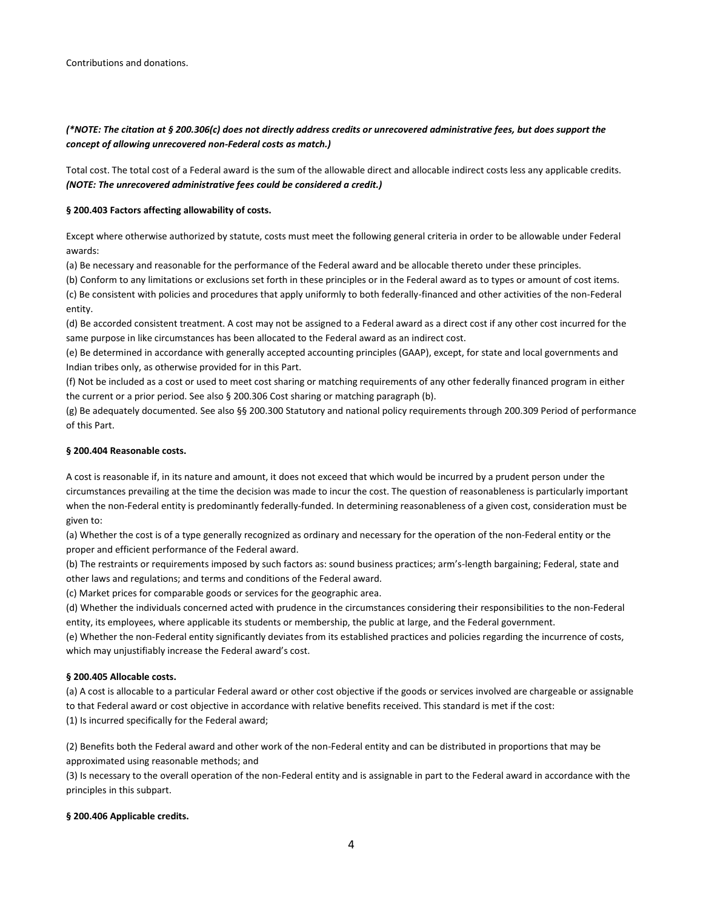Contributions and donations.

***(\*NOTE: The citation at § 200.306(c) does not directly address credits or unrecovered administrative fees, but does support the concept of allowing unrecovered non-Federal costs as match.)***

Total cost. The total cost of a Federal award is the sum of the allowable direct and allocable indirect costs less any applicable credits. ***(NOTE: The unrecovered administrative fees could be considered a credit.)***

**§ 200.403 Factors affecting allowability of costs.**

Except where otherwise authorized by statute, costs must meet the following general criteria in order to be allowable under Federal awards:

(a) Be necessary and reasonable for the performance of the Federal award and be allocable thereto under these principles.

(b) Conform to any limitations or exclusions set forth in these principles or in the Federal award as to types or amount of cost items.

(c) Be consistent with policies and procedures that apply uniformly to both federally-financed and other activities of the non-Federal entity.

(d) Be accorded consistent treatment. A cost may not be assigned to a Federal award as a direct cost if any other cost incurred for the same purpose in like circumstances has been allocated to the Federal award as an indirect cost.

(e) Be determined in accordance with generally accepted accounting principles (GAAP), except, for state and local governments and Indian tribes only, as otherwise provided for in this Part.

(f) Not be included as a cost or used to meet cost sharing or matching requirements of any other federally financed program in either the current or a prior period. See also § 200.306 Cost sharing or matching paragraph (b).

(g) Be adequately documented. See also §§ 200.300 Statutory and national policy requirements through 200.309 Period of performance of this Part.

**§ 200.404 Reasonable costs.**

A cost is reasonable if, in its nature and amount, it does not exceed that which would be incurred by a prudent person under the circumstances prevailing at the time the decision was made to incur the cost. The question of reasonableness is particularly important when the non-Federal entity is predominantly federally-funded. In determining reasonableness of a given cost, consideration must be given to:

(a) Whether the cost is of a type generally recognized as ordinary and necessary for the operation of the non-Federal entity or the proper and efficient performance of the Federal award.

(b) The restraints or requirements imposed by such factors as: sound business practices; arm's-length bargaining; Federal, state and other laws and regulations; and terms and conditions of the Federal award.

(c) Market prices for comparable goods or services for the geographic area.

(d) Whether the individuals concerned acted with prudence in the circumstances considering their responsibilities to the non-Federal entity, its employees, where applicable its students or membership, the public at large, and the Federal government.

(e) Whether the non-Federal entity significantly deviates from its established practices and policies regarding the incurrence of costs, which may unjustifiably increase the Federal award's cost.

**§ 200.405 Allocable costs.**

(a) A cost is allocable to a particular Federal award or other cost objective if the goods or services involved are chargeable or assignable to that Federal award or cost objective in accordance with relative benefits received. This standard is met if the cost:

(1) Is incurred specifically for the Federal award;

(2) Benefits both the Federal award and other work of the non-Federal entity and can be distributed in proportions that may be approximated using reasonable methods; and

(3) Is necessary to the overall operation of the non-Federal entity and is assignable in part to the Federal award in accordance with the principles in this subpart.

**§ 200.406 Applicable credits.**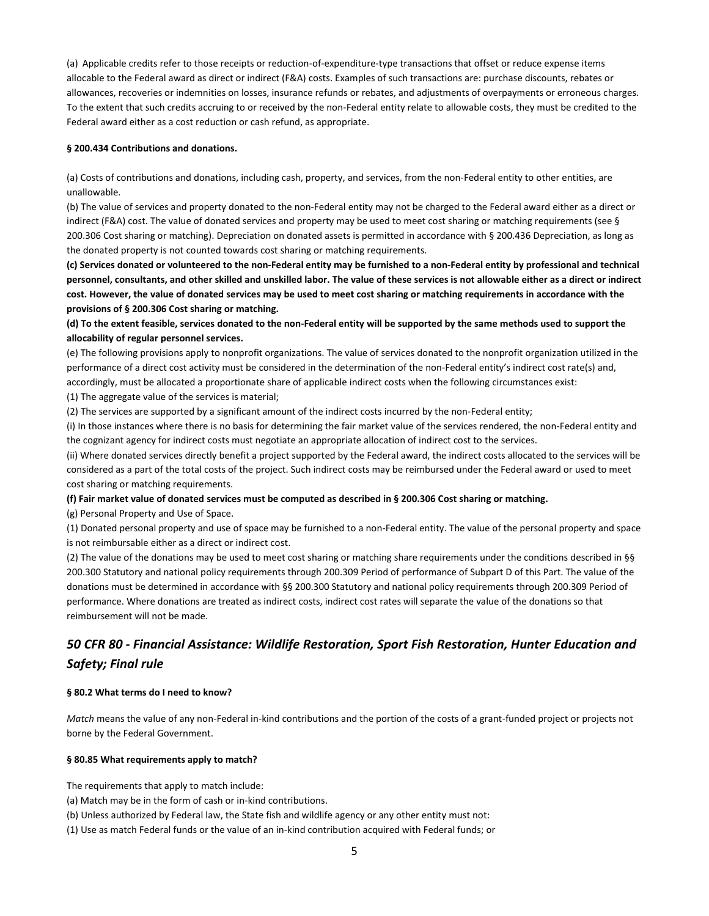(a) Applicable credits refer to those receipts or reduction-of-expenditure-type transactions that offset or reduce expense items allocable to the Federal award as direct or indirect (F&A) costs. Examples of such transactions are: purchase discounts, rebates or allowances, recoveries or indemnities on losses, insurance refunds or rebates, and adjustments of overpayments or erroneous charges. To the extent that such credits accruing to or received by the non-Federal entity relate to allowable costs, they must be credited to the Federal award either as a cost reduction or cash refund, as appropriate.

**§ 200.434 Contributions and donations.**

(a) Costs of contributions and donations, including cash, property, and services, from the non-Federal entity to other entities, are unallowable.

(b) The value of services and property donated to the non-Federal entity may not be charged to the Federal award either as a direct or indirect (F&A) cost. The value of donated services and property may be used to meet cost sharing or matching requirements (see § 200.306 Cost sharing or matching). Depreciation on donated assets is permitted in accordance with § 200.436 Depreciation, as long as the donated property is not counted towards cost sharing or matching requirements.

**(c) Services donated or volunteered to the non-Federal entity may be furnished to a non-Federal entity by professional and technical personnel, consultants, and other skilled and unskilled labor. The value of these services is not allowable either as a direct or indirect cost. However, the value of donated services may be used to meet cost sharing or matching requirements in accordance with the provisions of § 200.306 Cost sharing or matching.**

**(d) To the extent feasible, services donated to the non-Federal entity will be supported by the same methods used to support the allocability of regular personnel services.**

(e) The following provisions apply to nonprofit organizations. The value of services donated to the nonprofit organization utilized in the performance of a direct cost activity must be considered in the determination of the non-Federal entity's indirect cost rate(s) and, accordingly, must be allocated a proportionate share of applicable indirect costs when the following circumstances exist:

(1) The aggregate value of the services is material;

(2) The services are supported by a significant amount of the indirect costs incurred by the non-Federal entity;

(i) In those instances where there is no basis for determining the fair market value of the services rendered, the non-Federal entity and the cognizant agency for indirect costs must negotiate an appropriate allocation of indirect cost to the services.

(ii) Where donated services directly benefit a project supported by the Federal award, the indirect costs allocated to the services will be considered as a part of the total costs of the project. Such indirect costs may be reimbursed under the Federal award or used to meet cost sharing or matching requirements.

**(f) Fair market value of donated services must be computed as described in § 200.306 Cost sharing or matching.**

(g) Personal Property and Use of Space.

(1) Donated personal property and use of space may be furnished to a non-Federal entity. The value of the personal property and space is not reimbursable either as a direct or indirect cost.

(2) The value of the donations may be used to meet cost sharing or matching share requirements under the conditions described in §§ 200.300 Statutory and national policy requirements through 200.309 Period of performance of Subpart D of this Part. The value of the donations must be determined in accordance with §§ 200.300 Statutory and national policy requirements through 200.309 Period of performance. Where donations are treated as indirect costs, indirect cost rates will separate the value of the donations so that reimbursement will not be made.

## *50 CFR 80 - Financial Assistance: Wildlife Restoration, Sport Fish Restoration, Hunter Education and Safety; Final rule*

**§ 80.2 What terms do I need to know?**

*Match* means the value of any non-Federal in-kind contributions and the portion of the costs of a grant-funded project or projects not borne by the Federal Government.

**§ 80.85 What requirements apply to match?**

The requirements that apply to match include:

(a) Match may be in the form of cash or in-kind contributions.

(b) Unless authorized by Federal law, the State fish and wildlife agency or any other entity must not:

(1) Use as match Federal funds or the value of an in-kind contribution acquired with Federal funds; or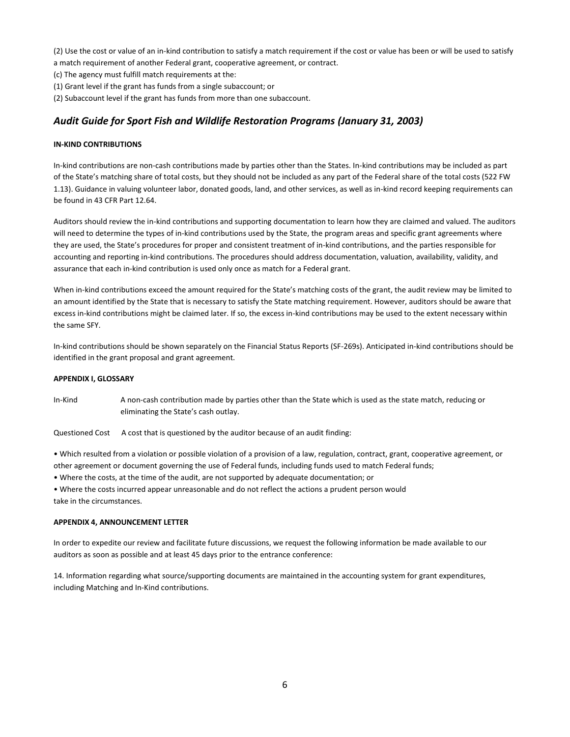(2) Use the cost or value of an in-kind contribution to satisfy a match requirement if the cost or value has been or will be used to satisfy a match requirement of another Federal grant, cooperative agreement, or contract.

(c) The agency must fulfill match requirements at the:

(1) Grant level if the grant has funds from a single subaccount; or

(2) Subaccount level if the grant has funds from more than one subaccount.

## *Audit Guide for Sport Fish and Wildlife Restoration Programs (January 31, 2003)*

**IN-KIND CONTRIBUTIONS**

In-kind contributions are non-cash contributions made by parties other than the States. In-kind contributions may be included as part of the State's matching share of total costs, but they should not be included as any part of the Federal share of the total costs (522 FW 1.13). Guidance in valuing volunteer labor, donated goods, land, and other services, as well as in-kind record keeping requirements can be found in 43 CFR Part 12.64.

Auditors should review the in-kind contributions and supporting documentation to learn how they are claimed and valued. The auditors will need to determine the types of in-kind contributions used by the State, the program areas and specific grant agreements where they are used, the State's procedures for proper and consistent treatment of in-kind contributions, and the parties responsible for accounting and reporting in-kind contributions. The procedures should address documentation, valuation, availability, validity, and assurance that each in-kind contribution is used only once as match for a Federal grant.

When in-kind contributions exceed the amount required for the State's matching costs of the grant, the audit review may be limited to an amount identified by the State that is necessary to satisfy the State matching requirement. However, auditors should be aware that excess in-kind contributions might be claimed later. If so, the excess in-kind contributions may be used to the extent necessary within the same SFY.

In-kind contributions should be shown separately on the Financial Status Reports (SF-269s). Anticipated in-kind contributions should be identified in the grant proposal and grant agreement.

**APPENDIX I, GLOSSARY**

In-Kind — A non-cash contribution made by parties other than the State which is used as the state match, reducing or eliminating the State's cash outlay.

Questioned Cost — A cost that is questioned by the auditor because of an audit finding:

- Which resulted from a violation or possible violation of a provision of a law, regulation, contract, grant, cooperative agreement, or other agreement or document governing the use of Federal funds, including funds used to match Federal funds;
- Where the costs, at the time of the audit, are not supported by adequate documentation; or
- Where the costs incurred appear unreasonable and do not reflect the actions a prudent person would take in the circumstances.

**APPENDIX 4, ANNOUNCEMENT LETTER**

In order to expedite our review and facilitate future discussions, we request the following information be made available to our auditors as soon as possible and at least 45 days prior to the entrance conference:

14. Information regarding what source/supporting documents are maintained in the accounting system for grant expenditures, including Matching and In-Kind contributions.